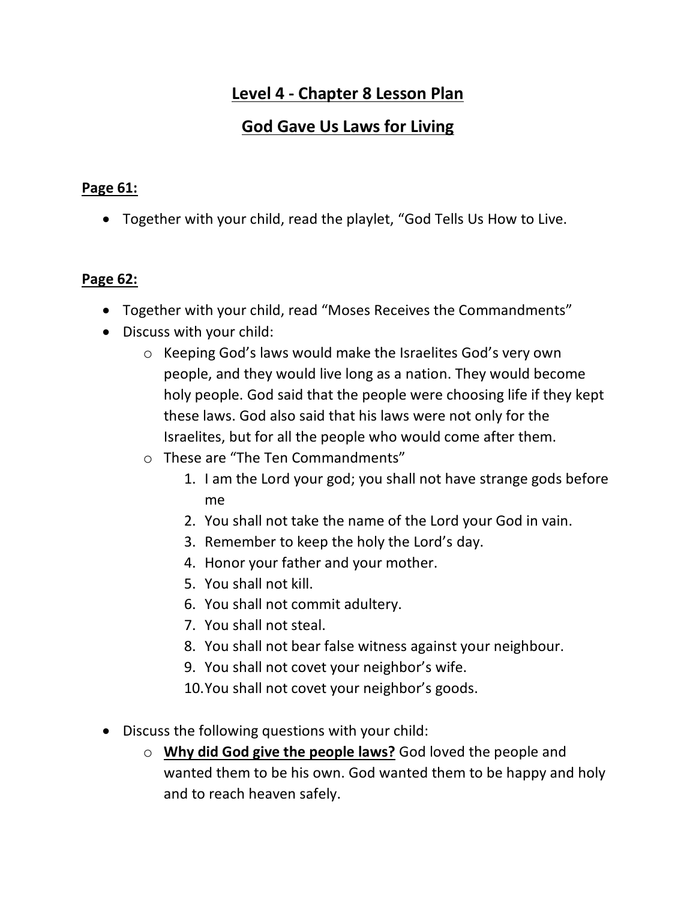# Level 4 - Chapter 8 Lesson Plan

## God Gave Us Laws for Living

**Page 61:**

- Together with your child, read the playlet, "God Tells Us How to Live.

**Page 62:**

- Together with your child, read "Moses Receives the Commandments"
- Discuss with your child:
  - Keeping God's laws would make the Israelites God's very own people, and they would live long as a nation. They would become holy people. God said that the people were choosing life if they kept these laws. God also said that his laws were not only for the Israelites, but for all the people who would come after them.
  - These are "The Ten Commandments"
    1. I am the Lord your god; you shall not have strange gods before me
    2. You shall not take the name of the Lord your God in vain.
    3. Remember to keep the holy the Lord's day.
    4. Honor your father and your mother.
    5. You shall not kill.
    6. You shall not commit adultery.
    7. You shall not steal.
    8. You shall not bear false witness against your neighbour.
    9. You shall not covet your neighbor's wife.
    10. You shall not covet your neighbor's goods.

- Discuss the following questions with your child:
  - **Why did God give the people laws?** God loved the people and wanted them to be his own. God wanted them to be happy and holy and to reach heaven safely.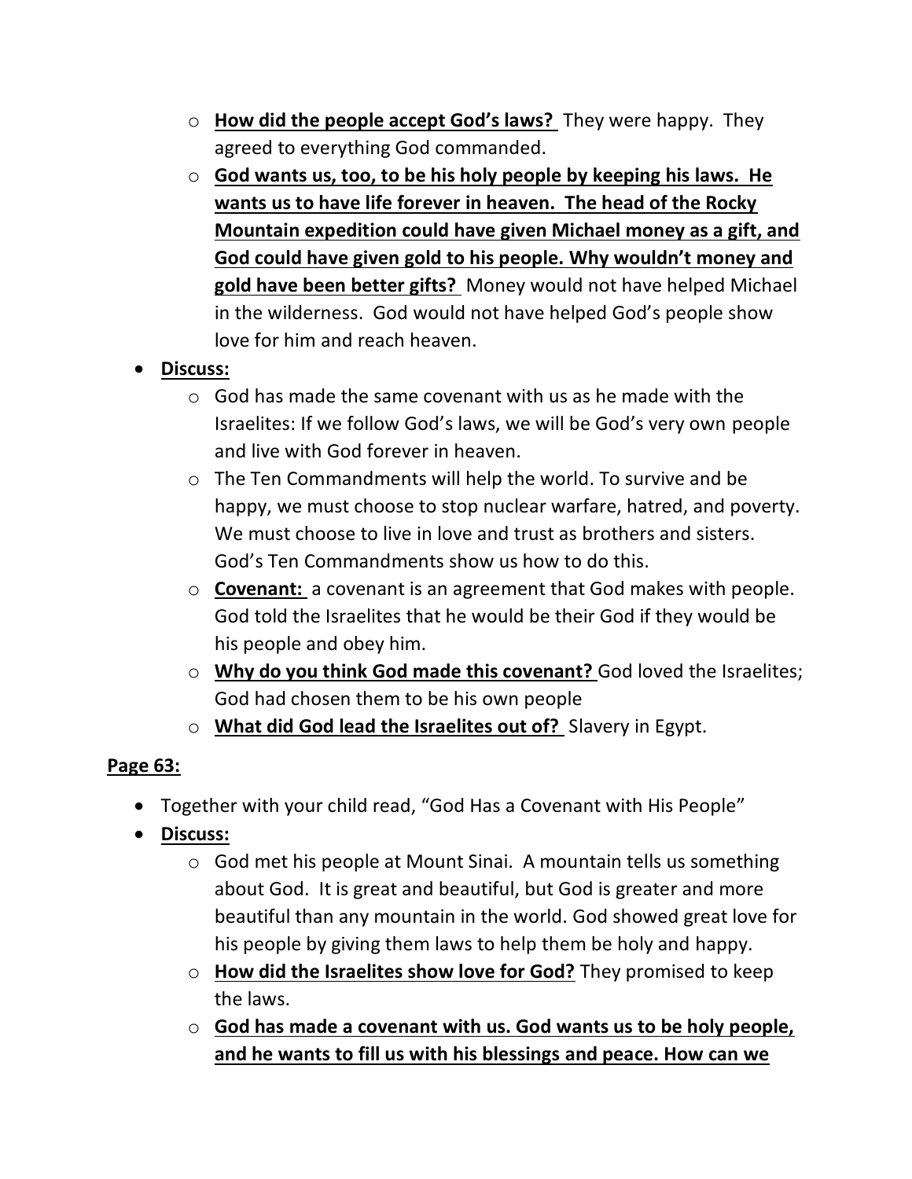- **How did the people accept God's laws?** They were happy. They agreed to everything God commanded.
- **God wants us, too, to be his holy people by keeping his laws. He wants us to have life forever in heaven. The head of the Rocky Mountain expedition could have given Michael money as a gift, and God could have given gold to his people. Why wouldn't money and gold have been better gifts?** Money would not have helped Michael in the wilderness. God would not have helped God's people show love for him and reach heaven.

- **Discuss:**
  - God has made the same covenant with us as he made with the Israelites: If we follow God's laws, we will be God's very own people and live with God forever in heaven.
  - The Ten Commandments will help the world. To survive and be happy, we must choose to stop nuclear warfare, hatred, and poverty. We must choose to live in love and trust as brothers and sisters. God's Ten Commandments show us how to do this.
  - **Covenant:** a covenant is an agreement that God makes with people. God told the Israelites that he would be their God if they would be his people and obey him.
  - **Why do you think God made this covenant?** God loved the Israelites; God had chosen them to be his own people
  - **What did God lead the Israelites out of?** Slavery in Egypt.

**Page 63:**

- Together with your child read, "God Has a Covenant with His People"
- **Discuss:**
  - God met his people at Mount Sinai. A mountain tells us something about God. It is great and beautiful, but God is greater and more beautiful than any mountain in the world. God showed great love for his people by giving them laws to help them be holy and happy.
  - **How did the Israelites show love for God?** They promised to keep the laws.
  - **God has made a covenant with us. God wants us to be holy people, and he wants to fill us with his blessings and peace. How can we**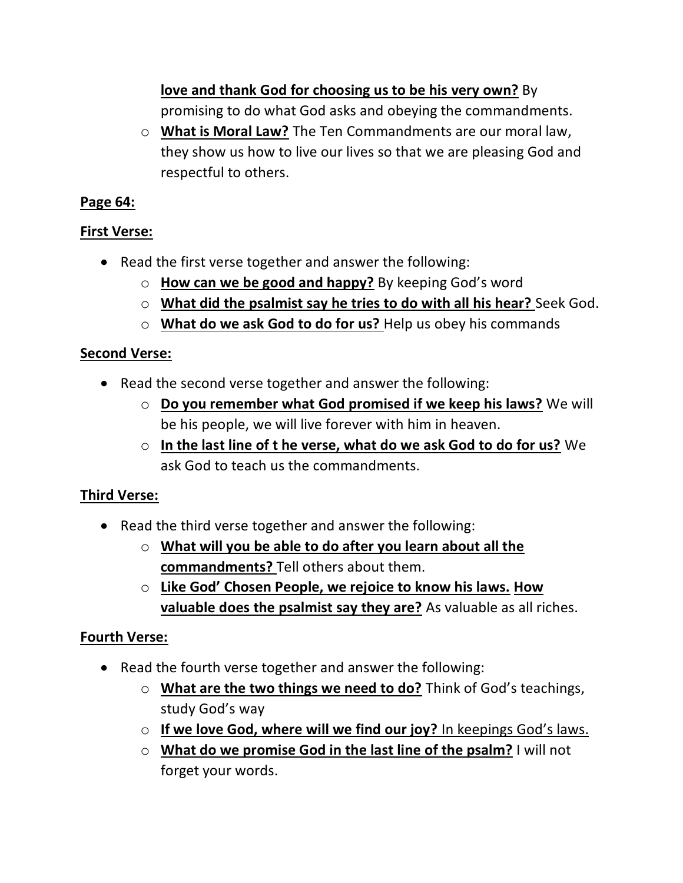- **love and thank God for choosing us to be his very own?** By promising to do what God asks and obeying the commandments.
- **What is Moral Law?** The Ten Commandments are our moral law, they show us how to live our lives so that we are pleasing God and respectful to others.

**Page 64:**

**First Verse:**

- Read the first verse together and answer the following:
  - **How can we be good and happy?** By keeping God's word
  - **What did the psalmist say he tries to do with all his hear?** Seek God.
  - **What do we ask God to do for us?** Help us obey his commands

**Second Verse:**

- Read the second verse together and answer the following:
  - **Do you remember what God promised if we keep his laws?** We will be his people, we will live forever with him in heaven.
  - **In the last line of t he verse, what do we ask God to do for us?** We ask God to teach us the commandments.

**Third Verse:**

- Read the third verse together and answer the following:
  - **What will you be able to do after you learn about all the commandments?** Tell others about them.
  - **Like God' Chosen People, we rejoice to know his laws. How valuable does the psalmist say they are?** As valuable as all riches.

**Fourth Verse:**

- Read the fourth verse together and answer the following:
  - **What are the two things we need to do?** Think of God's teachings, study God's way
  - **If we love God, where will we find our joy?** In keepings God's laws.
  - **What do we promise God in the last line of the psalm?** I will not forget your words.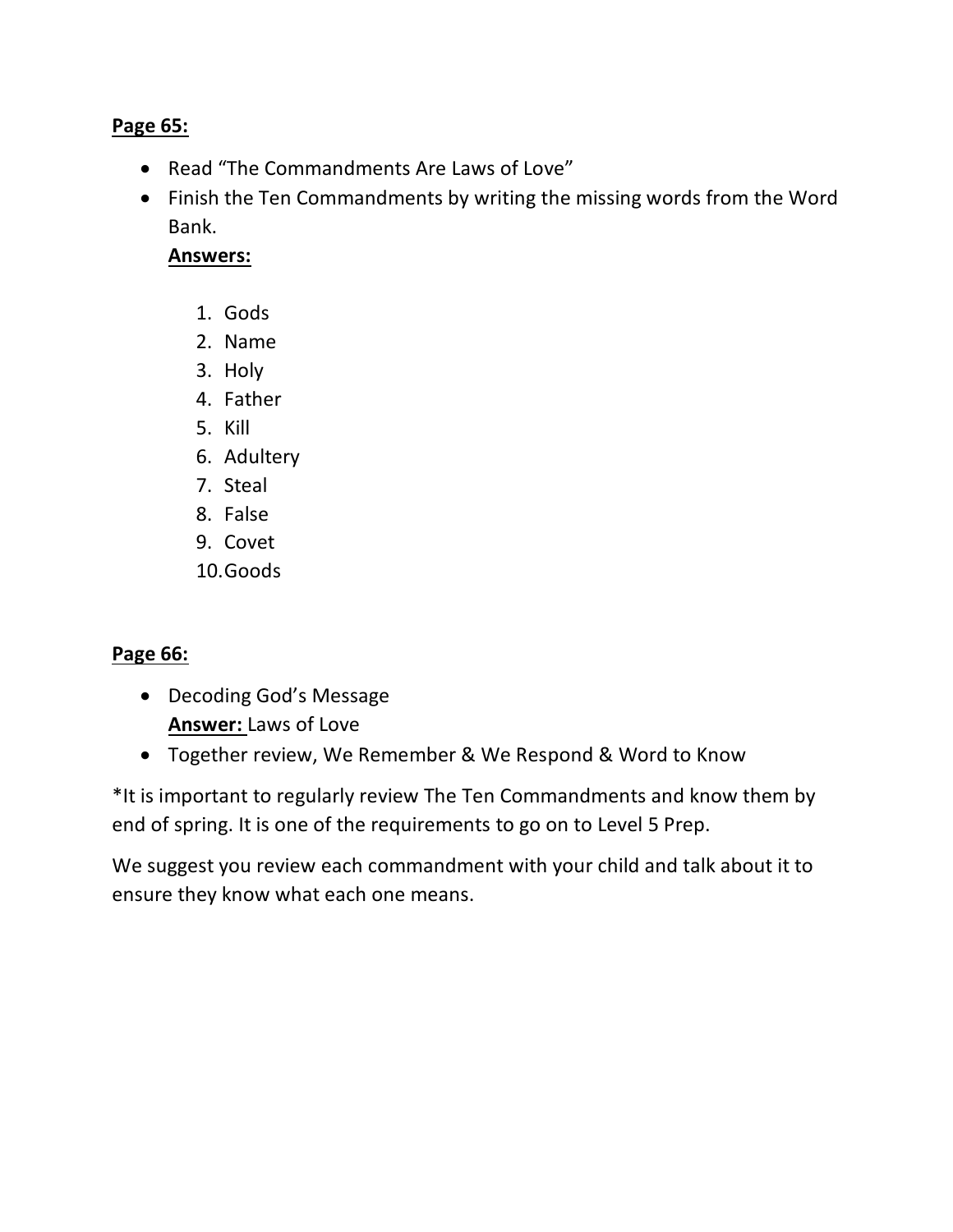**Page 65:**

- Read “The Commandments Are Laws of Love”
- Finish the Ten Commandments by writing the missing words from the Word Bank.

  **Answers:**

  1. Gods
  2. Name
  3. Holy
  4. Father
  5. Kill
  6. Adultery
  7. Steal
  8. False
  9. Covet
  10. Goods

**Page 66:**

- Decoding God’s Message

  **Answer:** Laws of Love
- Together review, We Remember & We Respond & Word to Know

*It is important to regularly review The Ten Commandments and know them by end of spring. It is one of the requirements to go on to Level 5 Prep.

We suggest you review each commandment with your child and talk about it to ensure they know what each one means.